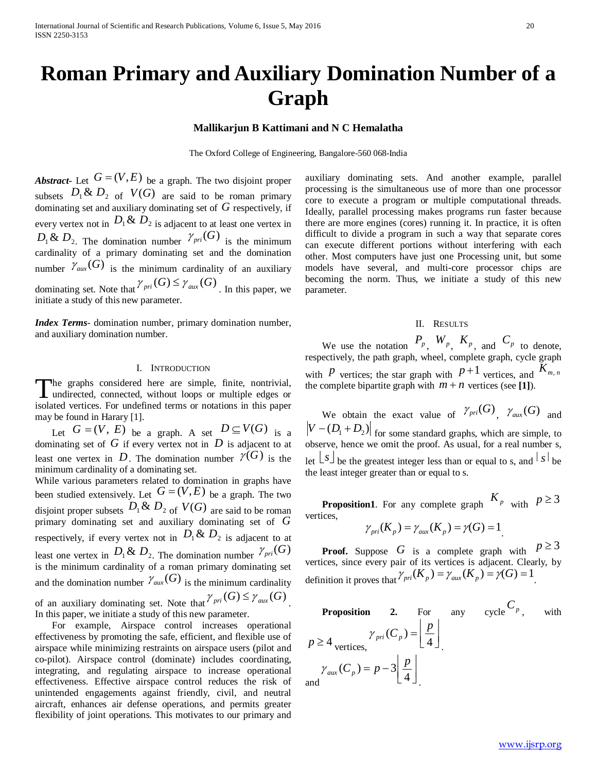# Roman Primary and Auxiliary Domination Number of a Graph

**Mallikarjun B Kattimani and N C Hemalatha**

The Oxford College of Engineering, Bangalore-560 068-India

***Abstract-*** Let $G=(V,E)$ be a graph. The two disjoint proper subsets $D_1$ & $D_2$ of $V(G)$ are said to be roman primary dominating set and auxiliary dominating set of $G$ respectively, if every vertex not in $D_1$ & $D_2$ is adjacent to at least one vertex in $D_1$ & $D_2$. The domination number $\gamma_{pri}(G)$ is the minimum cardinality of a primary dominating set and the domination number $\gamma_{aux}(G)$ is the minimum cardinality of an auxiliary dominating set. Note that $\gamma_{pri}(G) \le \gamma_{aux}(G)$. In this paper, we initiate a study of this new parameter.

***Index Terms*-** domination number, primary domination number, and auxiliary domination number.

## I. Introduction

The graphs considered here are simple, finite, nontrivial, undirected, connected, without loops or multiple edges or isolated vertices. For undefined terms or notations in this paper may be found in Harary [1].

Let $G=(V,\ E)$ be a graph. A set $D \subseteq V(G)$ is a dominating set of $G$ if every vertex not in $D$ is adjacent to at least one vertex in $D$. The domination number $\gamma(G)$ is the minimum cardinality of a dominating set.

While various parameters related to domination in graphs have been studied extensively. Let $G=(V,E)$ be a graph. The two disjoint proper subsets $D_1$ & $D_2$ of $V(G)$ are said to be roman primary dominating set and auxiliary dominating set of $G$ respectively, if every vertex not in $D_1$ & $D_2$ is adjacent to at least one vertex in $D_1$ & $D_2$. The domination number $\gamma_{pri}(G)$ is the minimum cardinality of a roman primary dominating set and the domination number $\gamma_{aux}(G)$ is the minimum cardinality of an auxiliary dominating set. Note that $\gamma_{pri}(G) \le \gamma_{aux}(G)$. In this paper, we initiate a study of this new parameter.

For example, Airspace control increases operational effectiveness by promoting the safe, efficient, and flexible use of airspace while minimizing restraints on airspace users (pilot and co-pilot). Airspace control (dominate) includes coordinating, integrating, and regulating airspace to increase operational effectiveness. Effective airspace control reduces the risk of unintended engagements against friendly, civil, and neutral aircraft, enhances air defense operations, and permits greater flexibility of joint operations. This motivates to our primary and auxiliary dominating sets. And another example, parallel processing is the simultaneous use of more than one processor core to execute a program or multiple computational threads. Ideally, parallel processing makes programs run faster because there are more engines (cores) running it. In practice, it is often difficult to divide a program in such a way that separate cores can execute different portions without interfering with each other. Most computers have just one Processing unit, but some models have several, and multi-core processor chips are becoming the norm. Thus, we initiate a study of this new parameter.

## II. Results

We use the notation $P_p$, $W_p$, $K_p$, and $C_p$ to denote, respectively, the path graph, wheel, complete graph, cycle graph with $p$ vertices; the star graph with $p+1$ vertices, and $K_{m,n}$ the complete bipartite graph with $m+n$ vertices (see **[1]**).

We obtain the exact value of $\gamma_{pri}(G)$, $\gamma_{aux}(G)$ and $|V-(D_1+D_2)|$ for some standard graphs, which are simple, to observe, hence we omit the proof. As usual, for a real number s, let $\lfloor s \rfloor$ be the greatest integer less than or equal to s, and $\lceil s \rceil$ be the least integer greater than or equal to s.

**Proposition1**. For any complete graph $K_p$ with $p \ge 3$ vertices,

$$\gamma_{pri}(K_p) = \gamma_{aux}(K_p) = \gamma(G) = 1.$$

**Proof.** Suppose $G$ is a complete graph with $p \ge 3$ vertices, since every pair of its vertices is adjacent. Clearly, by definition it proves that $\gamma_{pri}(K_p) = \gamma_{aux}(K_p) = \gamma(G) = 1$.

**Proposition 2.** For any cycle $C_p$, with $p \ge 4$ vertices, $\gamma_{pri}(C_p) = \left\lfloor \dfrac{p}{4} \right\rfloor$.

and $\gamma_{aux}(C_p) = p - 3\left\lfloor \dfrac{p}{4} \right\rfloor$.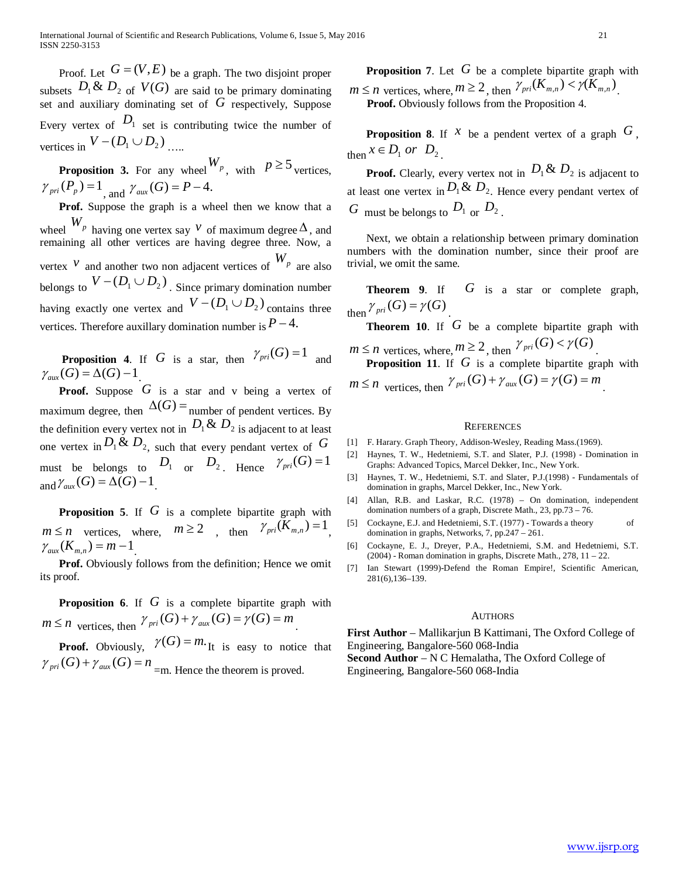Proof. Let $G=(V,E)$ be a graph. The two disjoint proper subsets $D_1$ & $D_2$ of $V(G)$ are said to be primary dominating set and auxiliary dominating set of $G$ respectively, Suppose Every vertex of $D_1$ set is contributing twice the number of vertices in $V-(D_1 \cup D_2)$ …..

**Proposition 3.** For any wheel $W_p$, with $p \geq 5$ vertices, $\gamma_{pri}(P_p)=1$, and $\gamma_{aux}(G)=P-4.$

**Prof.** Suppose the graph is a wheel then we know that a wheel $W_p$ having one vertex say $v$ of maximum degree $\Delta$, and remaining all other vertices are having degree three. Now, a vertex $v$ and another two non adjacent vertices of $W_p$ are also belongs to $V-(D_1 \cup D_2)$. Since primary domination number having exactly one vertex and $V-(D_1 \cup D_2)$ contains three vertices. Therefore auxillary domination number is $P-4.$

**Proposition 4**. If $G$ is a star, then $\gamma_{pri}(G)=1$ and $\gamma_{aux}(G)=\Delta(G)-1$.

**Proof.** Suppose $G$ is a star and v being a vertex of maximum degree, then $\Delta(G)=$ number of pendent vertices. By the definition every vertex not in $D_1$ & $D_2$ is adjacent to at least one vertex in $D_1$ & $D_2$, such that every pendant vertex of $G$ must be belongs to $D_1$ or $D_2$. Hence $\gamma_{pri}(G)=1$ and $\gamma_{aux}(G)=\Delta(G)-1$.

**Proposition 5**. If $G$ is a complete bipartite graph with $m \leq n$ vertices, where, $m \geq 2$, then $\gamma_{pri}(K_{m,n})=1$, $\gamma_{aux}(K_{m,n})=m-1$.

**Prof.** Obviously follows from the definition; Hence we omit its proof.

**Proposition 6**. If $G$ is a complete bipartite graph with $m \leq n$ vertices, then $\gamma_{pri}(G)+\gamma_{aux}(G)=\gamma(G)=m$.

**Proof.** Obviously, $\gamma(G)=m.$ It is easy to notice that $\gamma_{pri}(G)+\gamma_{aux}(G)=n$ =m. Hence the theorem is proved.

**Proposition 7**. Let $G$ be a complete bipartite graph with $m \leq n$ vertices, where, $m \geq 2$, then $\gamma_{pri}(K_{m,n})<\gamma(K_{m,n})$.

**Proof.** Obviously follows from the Proposition 4.

**Proposition 8**. If $x$ be a pendent vertex of a graph $G$, then $x \in D_1$ *or* $D_2$.

**Proof.** Clearly, every vertex not in $D_1$ & $D_2$ is adjacent to at least one vertex in $D_1$ & $D_2$. Hence every pendant vertex of $G$ must be belongs to $D_1$ or $D_2$.

Next, we obtain a relationship between primary domination numbers with the domination number, since their proof are trivial, we omit the same.

**Theorem 9**. If $G$ is a star or complete graph, then $\gamma_{pri}(G)=\gamma(G)$.

**Theorem 10**. If $G$ be a complete bipartite graph with $m \leq n$ vertices, where, $m \geq 2$, then $\gamma_{pri}(G)<\gamma(G)$.

**Proposition 11**. If $G$ is a complete bipartite graph with $m \leq n$ vertices, then $\gamma_{pri}(G)+\gamma_{aux}(G)=\gamma(G)=m$.

## References

[1] F. Harary. Graph Theory, Addison-Wesley, Reading Mass.(1969).

[2] Haynes, T. W., Hedetniemi, S.T. and Slater, P.J. (1998) - Domination in Graphs: Advanced Topics, Marcel Dekker, Inc., New York.

[3] Haynes, T. W., Hedetniemi, S.T. and Slater, P.J.(1998) - Fundamentals of domination in graphs, Marcel Dekker, Inc., New York.

[4] Allan, R.B. and Laskar, R.C. (1978) – On domination, independent domination numbers of a graph, Discrete Math., 23, pp.73 – 76.

[5] Cockayne, E.J. and Hedetniemi, S.T. (1977) - Towards a theory of domination in graphs, Networks, 7, pp.247 – 261.

[6] Cockayne, E. J., Dreyer, P.A., Hedetniemi, S.M. and Hedetniemi, S.T. (2004) - Roman domination in graphs, Discrete Math., 278, 11 – 22.

[7] Ian Stewart (1999)-Defend the Roman Empire!, Scientific American, 281(6),136–139.

## Authors

**First Author** – Mallikarjun B Kattimani, The Oxford College of Engineering, Bangalore-560 068-India

**Second Author** – N C Hemalatha, The Oxford College of Engineering, Bangalore-560 068-India